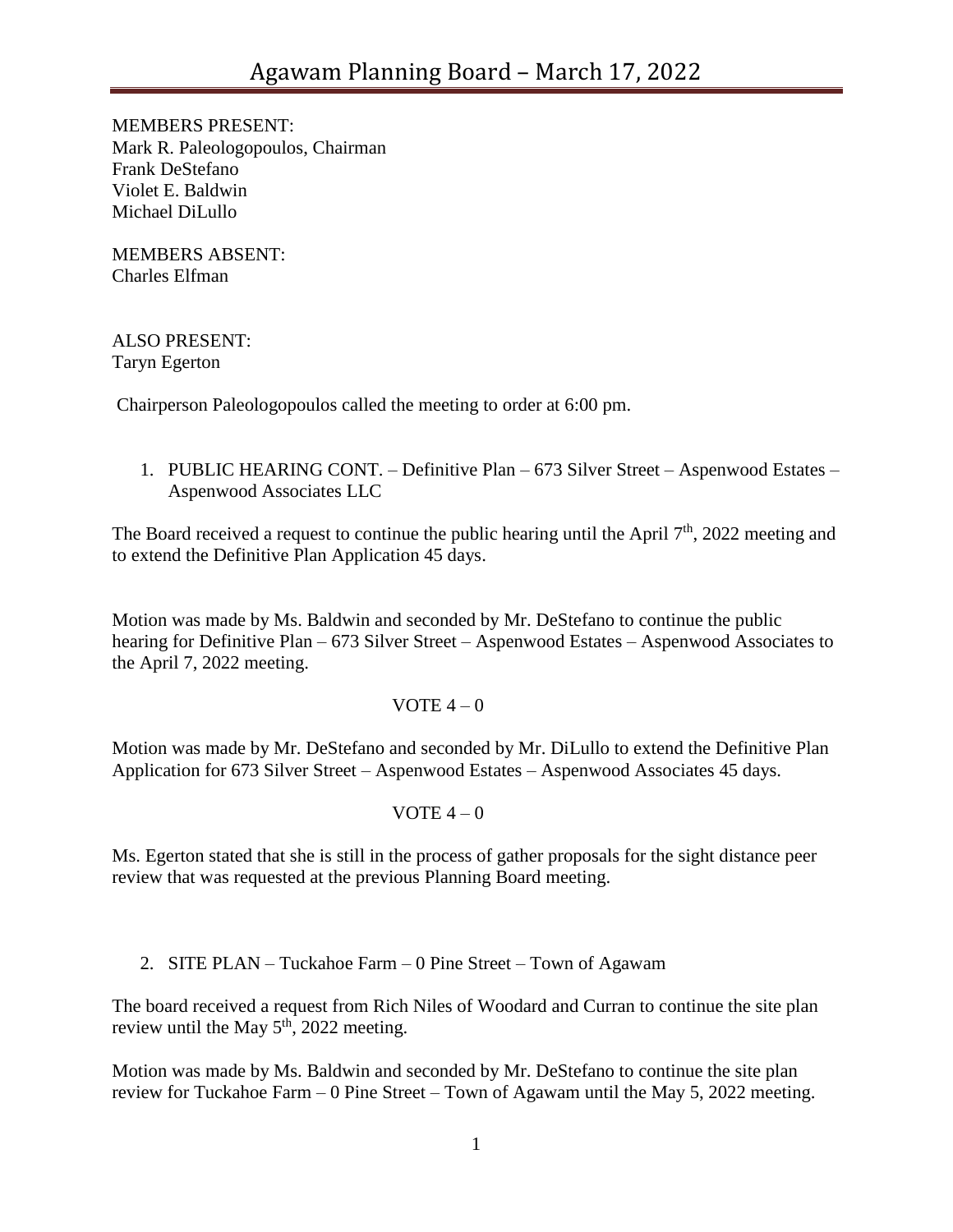# Agawam Planning Board – March 17, 2022

MEMBERS PRESENT:
Mark R. Paleologopoulos, Chairman
Frank DeStefano
Violet E. Baldwin
Michael DiLullo

MEMBERS ABSENT:
Charles Elfman

ALSO PRESENT:
Taryn Egerton

Chairperson Paleologopoulos called the meeting to order at 6:00 pm.

1. PUBLIC HEARING CONT. – Definitive Plan – 673 Silver Street – Aspenwood Estates – Aspenwood Associates LLC

The Board received a request to continue the public hearing until the April 7th, 2022 meeting and to extend the Definitive Plan Application 45 days.

Motion was made by Ms. Baldwin and seconded by Mr. DeStefano to continue the public hearing for Definitive Plan – 673 Silver Street – Aspenwood Estates – Aspenwood Associates to the April 7, 2022 meeting.

VOTE 4 – 0

Motion was made by Mr. DeStefano and seconded by Mr. DiLullo to extend the Definitive Plan Application for 673 Silver Street – Aspenwood Estates – Aspenwood Associates 45 days.

VOTE 4 – 0

Ms. Egerton stated that she is still in the process of gather proposals for the sight distance peer review that was requested at the previous Planning Board meeting.

2. SITE PLAN – Tuckahoe Farm – 0 Pine Street – Town of Agawam

The board received a request from Rich Niles of Woodard and Curran to continue the site plan review until the May 5th, 2022 meeting.

Motion was made by Ms. Baldwin and seconded by Mr. DeStefano to continue the site plan review for Tuckahoe Farm – 0 Pine Street – Town of Agawam until the May 5, 2022 meeting.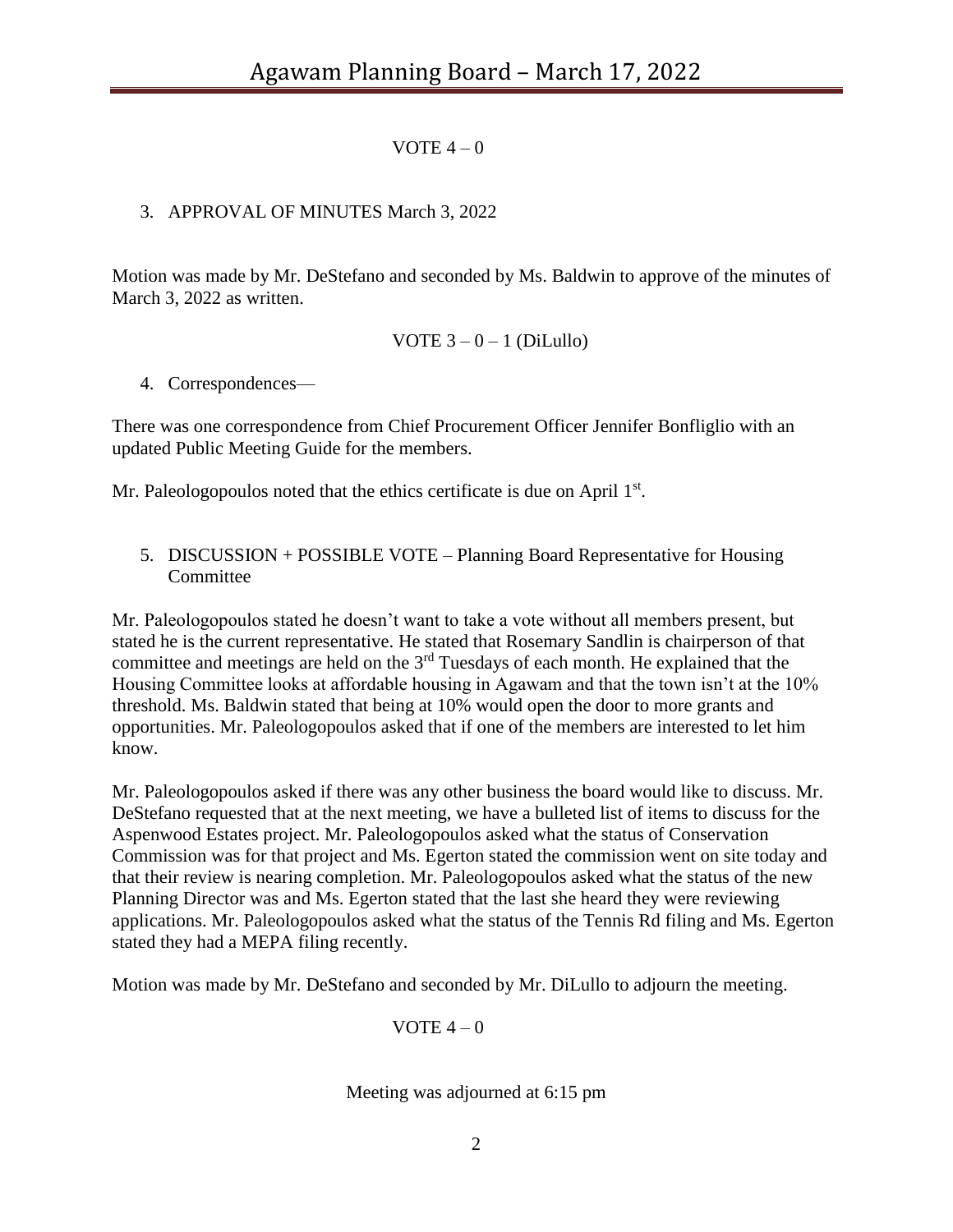VOTE 4 – 0

3. APPROVAL OF MINUTES March 3, 2022

Motion was made by Mr. DeStefano and seconded by Ms. Baldwin to approve of the minutes of March 3, 2022 as written.

VOTE 3 – 0 – 1 (DiLullo)

4. Correspondences—

There was one correspondence from Chief Procurement Officer Jennifer Bonfliglio with an updated Public Meeting Guide for the members.

Mr. Paleologopoulos noted that the ethics certificate is due on April 1st.

5. DISCUSSION + POSSIBLE VOTE – Planning Board Representative for Housing Committee

Mr. Paleologopoulos stated he doesn't want to take a vote without all members present, but stated he is the current representative. He stated that Rosemary Sandlin is chairperson of that committee and meetings are held on the 3rd Tuesdays of each month. He explained that the Housing Committee looks at affordable housing in Agawam and that the town isn't at the 10% threshold. Ms. Baldwin stated that being at 10% would open the door to more grants and opportunities. Mr. Paleologopoulos asked that if one of the members are interested to let him know.

Mr. Paleologopoulos asked if there was any other business the board would like to discuss. Mr. DeStefano requested that at the next meeting, we have a bulleted list of items to discuss for the Aspenwood Estates project. Mr. Paleologopoulos asked what the status of Conservation Commission was for that project and Ms. Egerton stated the commission went on site today and that their review is nearing completion. Mr. Paleologopoulos asked what the status of the new Planning Director was and Ms. Egerton stated that the last she heard they were reviewing applications. Mr. Paleologopoulos asked what the status of the Tennis Rd filing and Ms. Egerton stated they had a MEPA filing recently.

Motion was made by Mr. DeStefano and seconded by Mr. DiLullo to adjourn the meeting.

VOTE 4 – 0

Meeting was adjourned at 6:15 pm